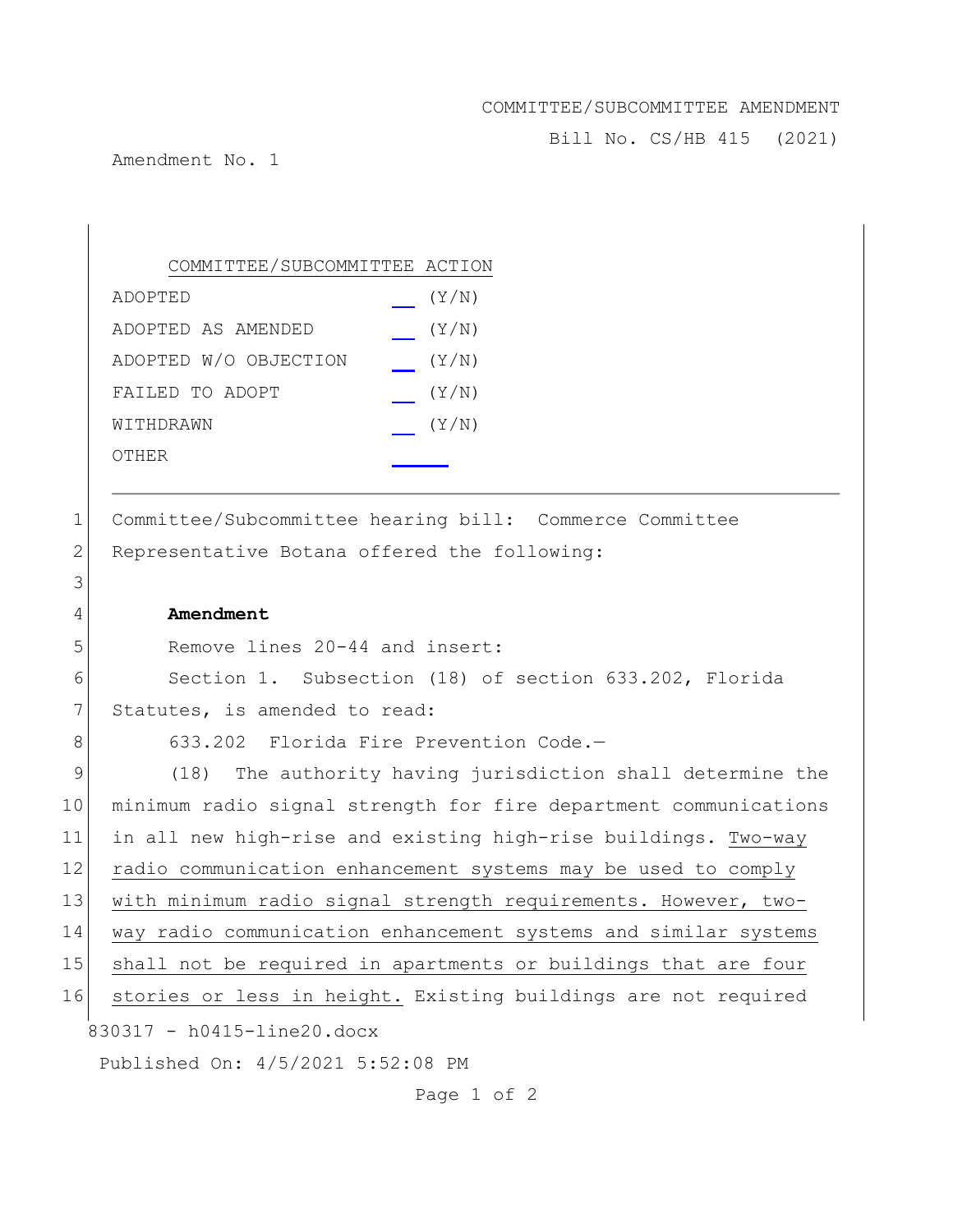COMMITTEE/SUBCOMMITTEE AMENDMENT

Bill No. CS/HB 415 (2021)

Amendment No. 1

| COMMITTEE/SUBCOMMITTEE ACTION | |
|---|---|
| ADOPTED | __ (Y/N) |
| ADOPTED AS AMENDED | __ (Y/N) |
| ADOPTED W/O OBJECTION | __ (Y/N) |
| FAILED TO ADOPT | __ (Y/N) |
| WITHDRAWN | __ (Y/N) |
| OTHER | ___ |

---

1 Committee/Subcommittee hearing bill: Commerce Committee
2 Representative Botana offered the following:
3
4 **Amendment**
5 Remove lines 20-44 and insert:
6 Section 1. Subsection (18) of section 633.202, Florida
7 Statutes, is amended to read:
8 633.202 Florida Fire Prevention Code.—
9 (18) The authority having jurisdiction shall determine the
10 minimum radio signal strength for fire department communications
11 in all new high-rise and existing high-rise buildings. <u>Two-way</u>
12 <u>radio communication enhancement systems may be used to comply</u>
13 <u>with minimum radio signal strength requirements. However, two-</u>
14 <u>way radio communication enhancement systems and similar systems</u>
15 <u>shall not be required in apartments or buildings that are four</u>
16 <u>stories or less in height.</u> Existing buildings are not required

830317 - h0415-line20.docx

Published On: 4/5/2021 5:52:08 PM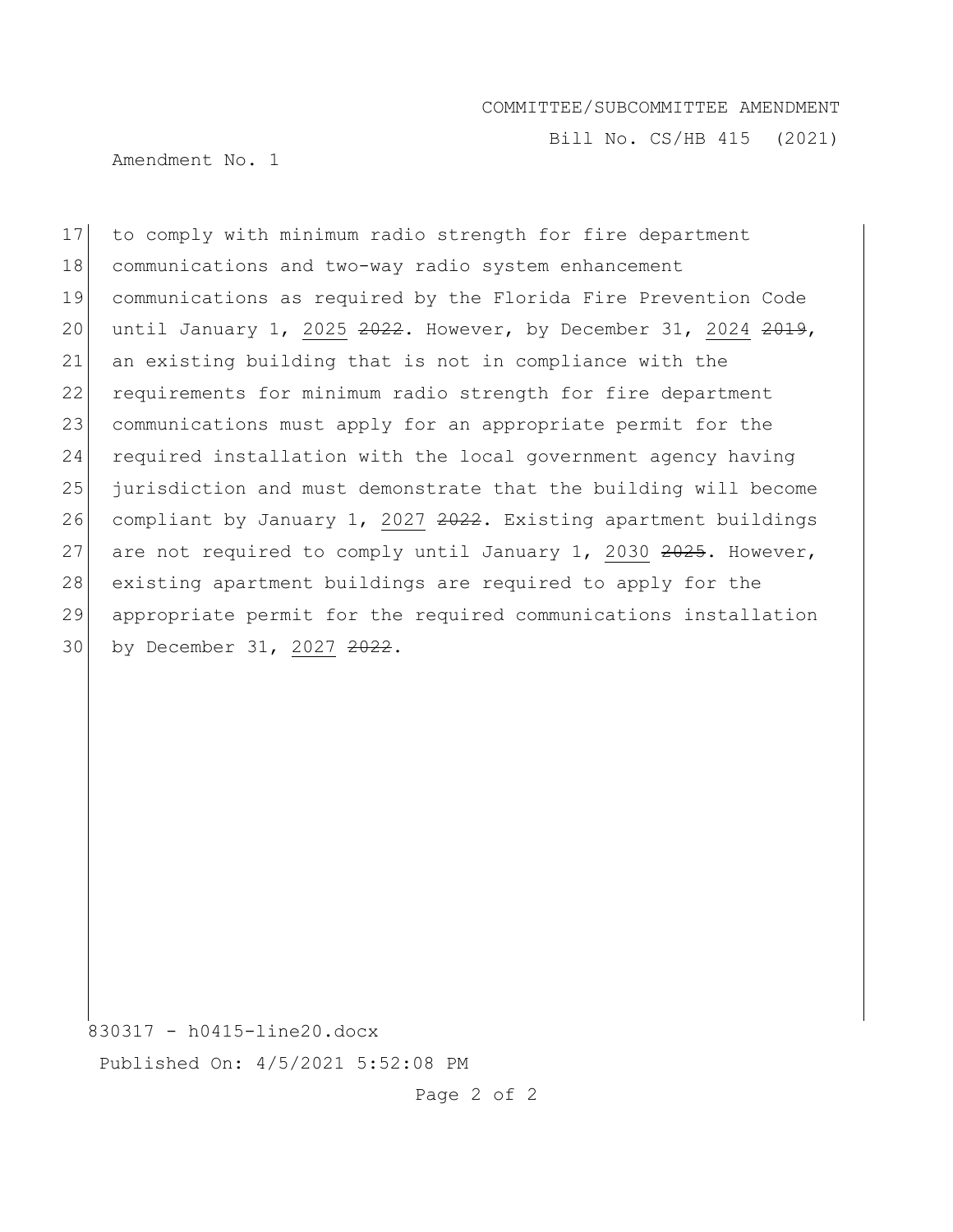to comply with minimum radio strength for fire department communications and two-way radio system enhancement communications as required by the Florida Fire Prevention Code until January 1, <u>2025</u> ~~2022~~. However, by December 31, <u>2024</u> ~~2019~~, an existing building that is not in compliance with the requirements for minimum radio strength for fire department communications must apply for an appropriate permit for the required installation with the local government agency having jurisdiction and must demonstrate that the building will become compliant by January 1, <u>2027</u> ~~2022~~. Existing apartment buildings are not required to comply until January 1, <u>2030</u> ~~2025~~. However, existing apartment buildings are required to apply for the appropriate permit for the required communications installation by December 31, <u>2027</u> ~~2022~~.